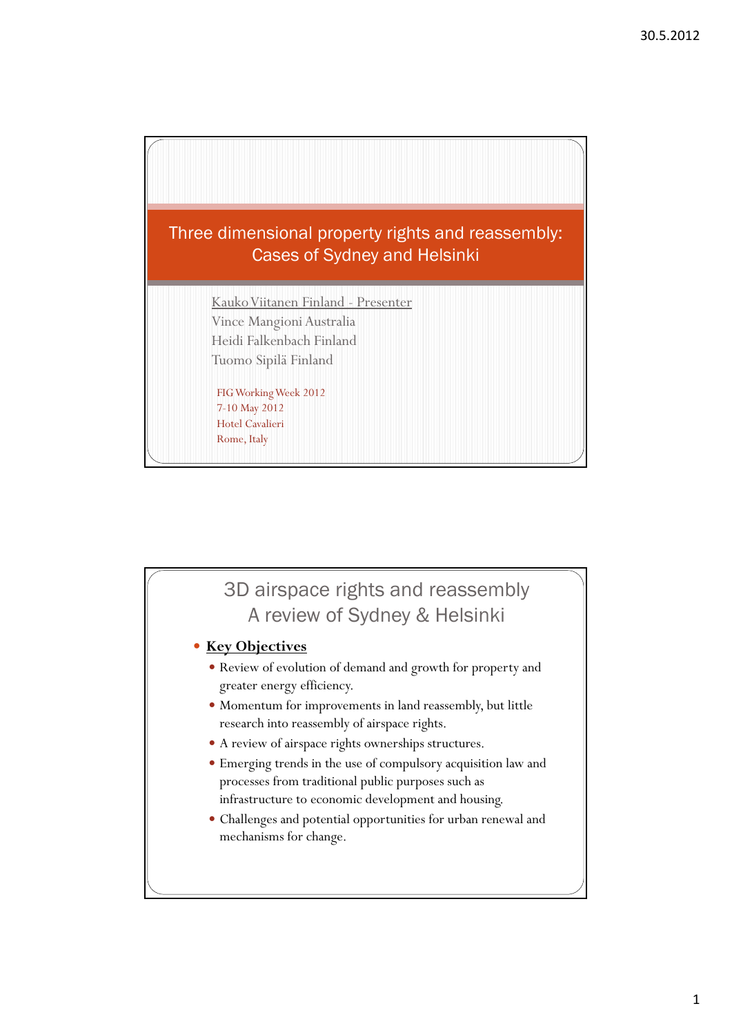# Three dimensional property rights and reassembly: Cases of Sydney and Helsinki

Kauko Viitanen Finland - Presenter
Vince Mangioni Australia
Heidi Falkenbach Finland
Tuomo Sipilä Finland

FIG Working Week 2012
7-10 May 2012
Hotel Cavalieri
Rome, Italy

## 3D airspace rights and reassembly
## A review of Sydney & Helsinki

- **Key Objectives**
  - Review of evolution of demand and growth for property and greater energy efficiency.
  - Momentum for improvements in land reassembly, but little research into reassembly of airspace rights.
  - A review of airspace rights ownerships structures.
  - Emerging trends in the use of compulsory acquisition law and processes from traditional public purposes such as infrastructure to economic development and housing.
  - Challenges and potential opportunities for urban renewal and mechanisms for change.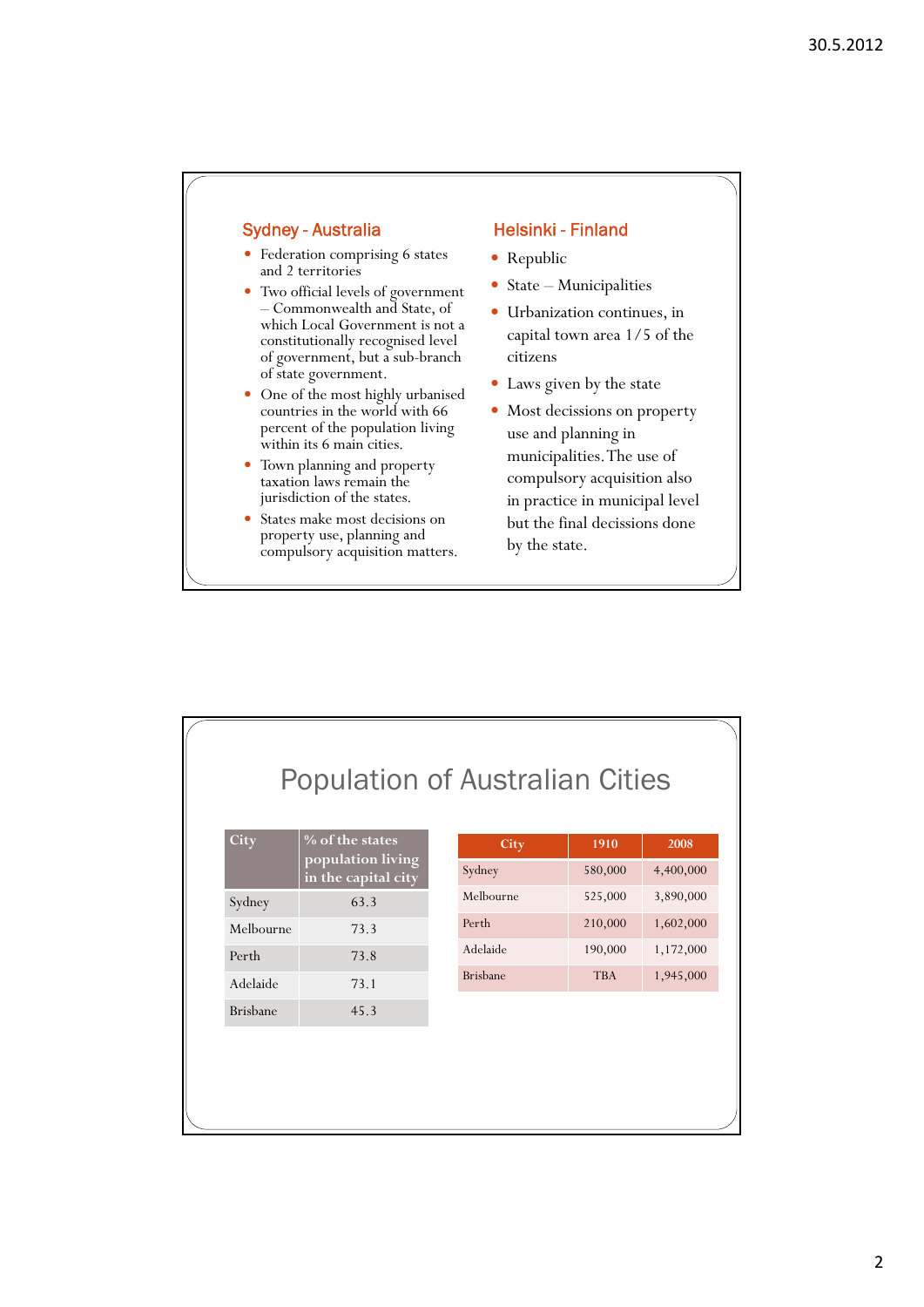## Sydney - Australia

- Federation comprising 6 states and 2 territories
- Two official levels of government – Commonwealth and State, of which Local Government is not a constitutionally recognised level of government, but a sub-branch of state government.
- One of the most highly urbanised countries in the world with 66 percent of the population living within its 6 main cities.
- Town planning and property taxation laws remain the jurisdiction of the states.
- States make most decisions on property use, planning and compulsory acquisition matters.

## Helsinki - Finland

- Republic
- State – Municipalities
- Urbanization continues, in capital town area 1/5 of the citizens
- Laws given by the state
- Most decissions on property use and planning in municipalities. The use of compulsory acquisition also in practice in municipal level but the final decissions done by the state.

# Population of Australian Cities

| City | % of the states population living in the capital city |
|---|---|
| Sydney | 63.3 |
| Melbourne | 73.3 |
| Perth | 73.8 |
| Adelaide | 73.1 |
| Brisbane | 45.3 |

| City | 1910 | 2008 |
|---|---|---|
| Sydney | 580,000 | 4,400,000 |
| Melbourne | 525,000 | 3,890,000 |
| Perth | 210,000 | 1,602,000 |
| Adelaide | 190,000 | 1,172,000 |
| Brisbane | TBA | 1,945,000 |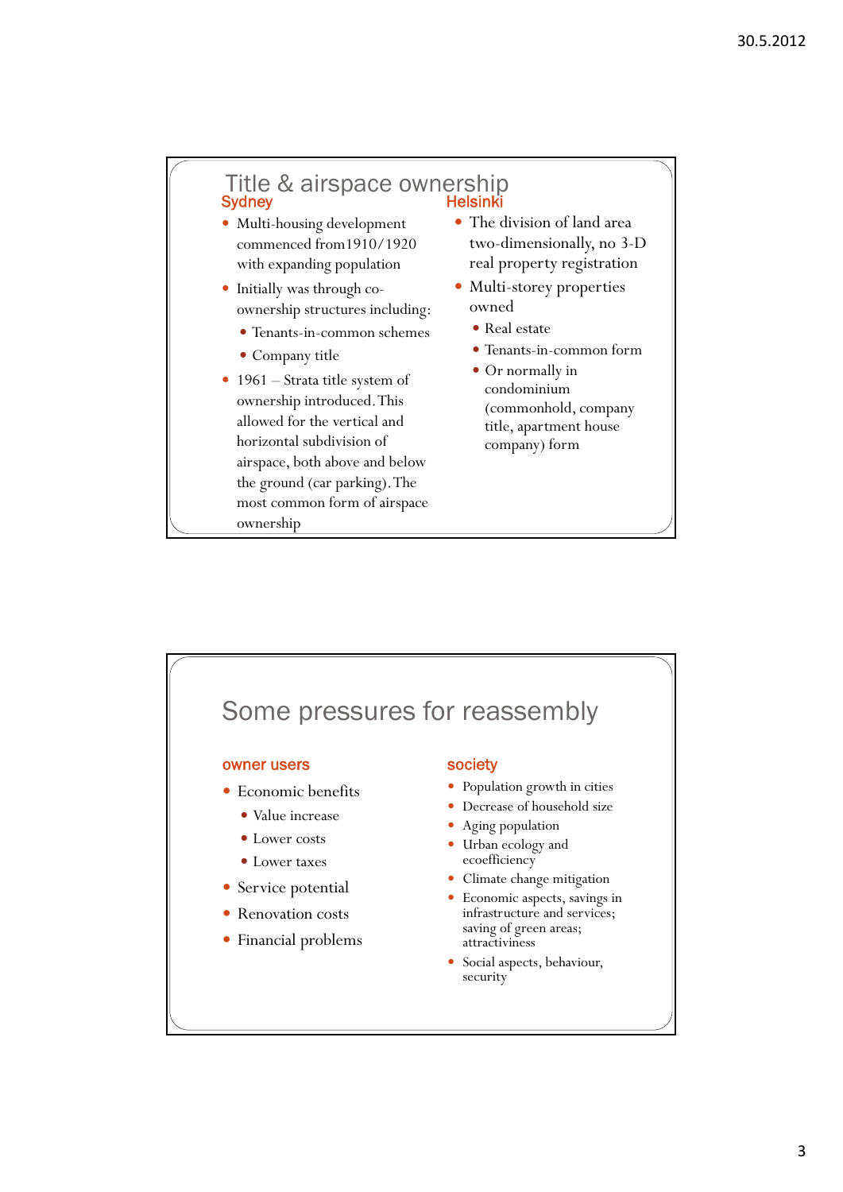## Title & airspace ownership

### Sydney

- Multi-housing development commenced from1910/1920 with expanding population
- Initially was through co-ownership structures including:
  - Tenants-in-common schemes
  - Company title
- 1961 – Strata title system of ownership introduced. This allowed for the vertical and horizontal subdivision of airspace, both above and below the ground (car parking). The most common form of airspace ownership

### Helsinki

- The division of land area two-dimensionally, no 3-D real property registration
- Multi-storey properties owned
  - Real estate
  - Tenants-in-common form
  - Or normally in condominium (commonhold, company title, apartment house company) form

## Some pressures for reassembly

### owner users

- Economic benefits
  - Value increase
  - Lower costs
  - Lower taxes
- Service potential
- Renovation costs
- Financial problems

### society

- Population growth in cities
- Decrease of household size
- Aging population
- Urban ecology and ecoefficiency
- Climate change mitigation
- Economic aspects, savings in infrastructure and services; saving of green areas; attractiviness
- Social aspects, behaviour, security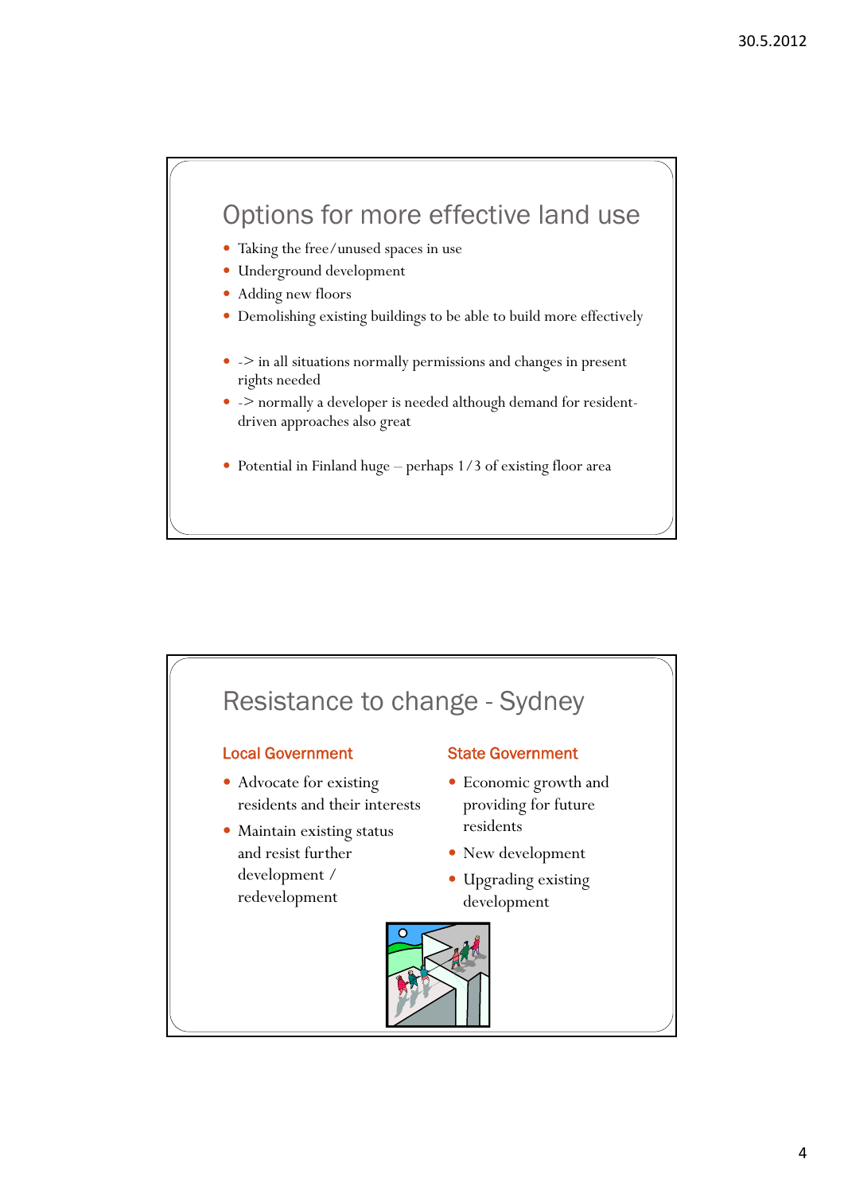## Options for more effective land use

- Taking the free/unused spaces in use
- Underground development
- Adding new floors
- Demolishing existing buildings to be able to build more effectively

- -> in all situations normally permissions and changes in present rights needed
- -> normally a developer is needed although demand for resident-driven approaches also great

- Potential in Finland huge – perhaps 1/3 of existing floor area

## Resistance to change - Sydney

### Local Government

- Advocate for existing residents and their interests
- Maintain existing status and resist further development / redevelopment

### State Government

- Economic growth and providing for future residents
- New development
- Upgrading existing development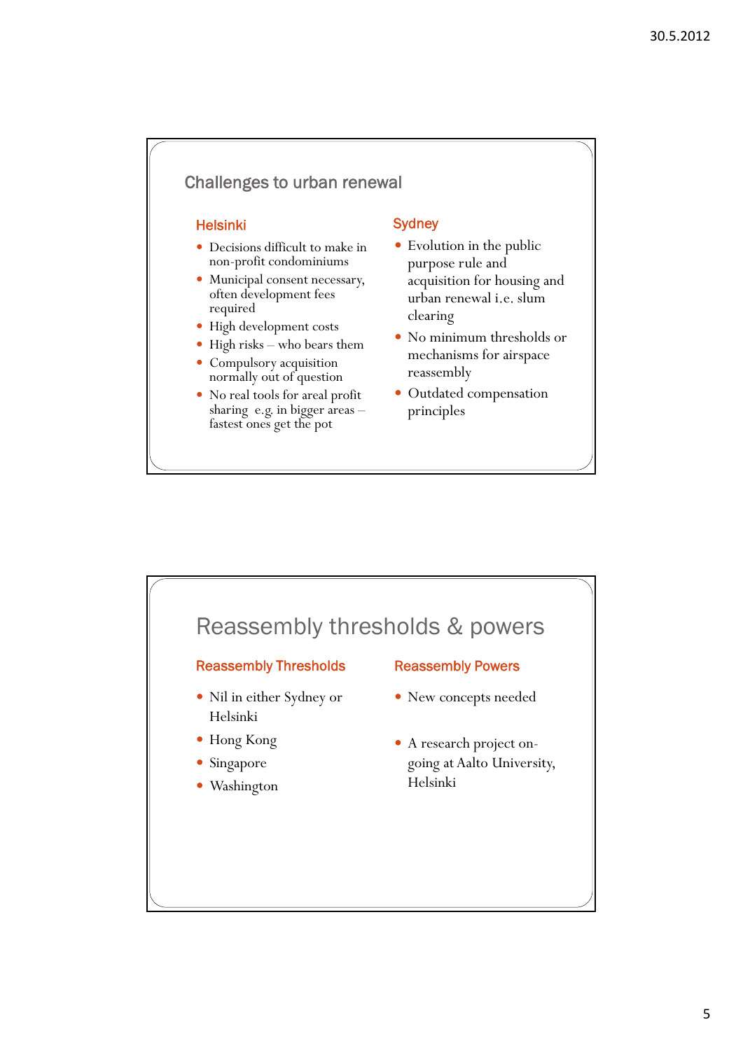## Challenges to urban renewal

### Helsinki

- Decisions difficult to make in non-profit condominiums
- Municipal consent necessary, often development fees required
- High development costs
- High risks – who bears them
- Compulsory acquisition normally out of question
- No real tools for areal profit sharing e.g. in bigger areas – fastest ones get the pot

### Sydney

- Evolution in the public purpose rule and acquisition for housing and urban renewal i.e. slum clearing
- No minimum thresholds or mechanisms for airspace reassembly
- Outdated compensation principles

## Reassembly thresholds & powers

### Reassembly Thresholds

- Nil in either Sydney or Helsinki
- Hong Kong
- Singapore
- Washington

### Reassembly Powers

- New concepts needed
- A research project on-going at Aalto University, Helsinki